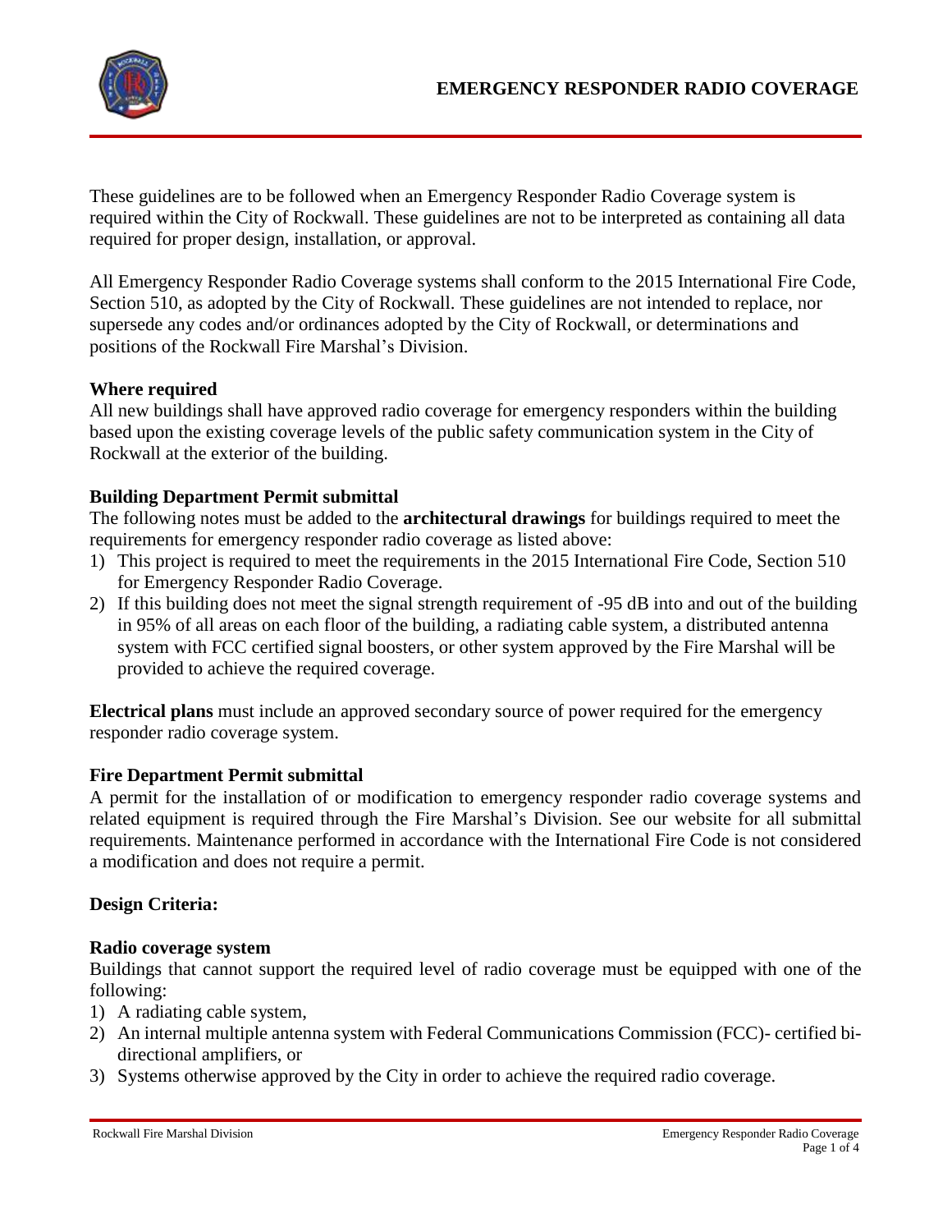# EMERGENCY RESPONDER RADIO COVERAGE

These guidelines are to be followed when an Emergency Responder Radio Coverage system is required within the City of Rockwall. These guidelines are not to be interpreted as containing all data required for proper design, installation, or approval.

All Emergency Responder Radio Coverage systems shall conform to the 2015 International Fire Code, Section 510, as adopted by the City of Rockwall. These guidelines are not intended to replace, nor supersede any codes and/or ordinances adopted by the City of Rockwall, or determinations and positions of the Rockwall Fire Marshal's Division.

**Where required**

All new buildings shall have approved radio coverage for emergency responders within the building based upon the existing coverage levels of the public safety communication system in the City of Rockwall at the exterior of the building.

**Building Department Permit submittal**

The following notes must be added to the **architectural drawings** for buildings required to meet the requirements for emergency responder radio coverage as listed above:

1) This project is required to meet the requirements in the 2015 International Fire Code, Section 510 for Emergency Responder Radio Coverage.
2) If this building does not meet the signal strength requirement of -95 dB into and out of the building in 95% of all areas on each floor of the building, a radiating cable system, a distributed antenna system with FCC certified signal boosters, or other system approved by the Fire Marshal will be provided to achieve the required coverage.

**Electrical plans** must include an approved secondary source of power required for the emergency responder radio coverage system.

**Fire Department Permit submittal**

A permit for the installation of or modification to emergency responder radio coverage systems and related equipment is required through the Fire Marshal's Division. See our website for all submittal requirements. Maintenance performed in accordance with the International Fire Code is not considered a modification and does not require a permit.

**Design Criteria:**

**Radio coverage system**

Buildings that cannot support the required level of radio coverage must be equipped with one of the following:

1) A radiating cable system,
2) An internal multiple antenna system with Federal Communications Commission (FCC)- certified bi-directional amplifiers, or
3) Systems otherwise approved by the City in order to achieve the required radio coverage.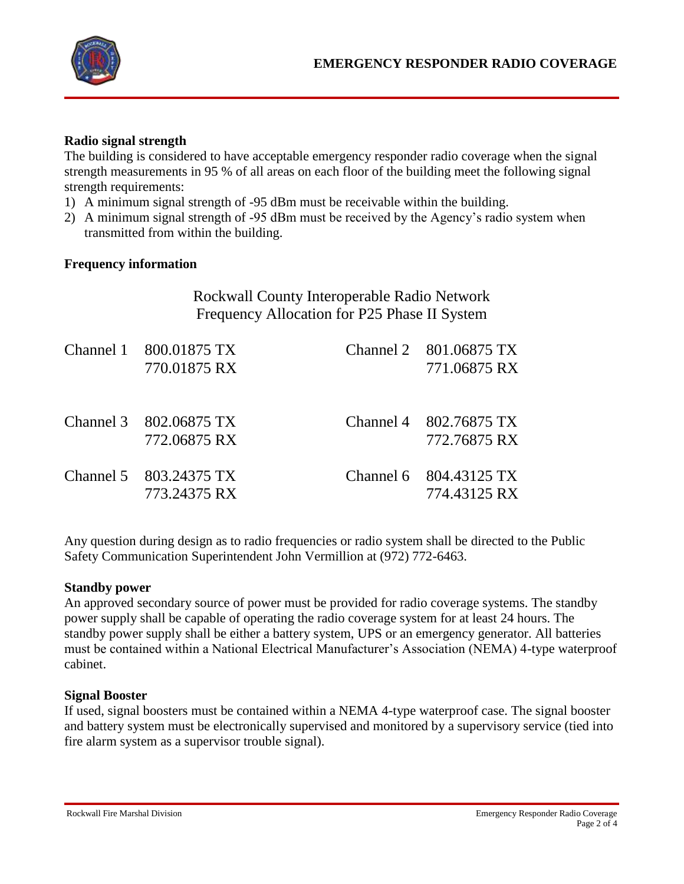### Radio signal strength

The building is considered to have acceptable emergency responder radio coverage when the signal strength measurements in 95 % of all areas on each floor of the building meet the following signal strength requirements:

1) A minimum signal strength of -95 dBm must be receivable within the building.
2) A minimum signal strength of -95 dBm must be received by the Agency's radio system when transmitted from within the building.

### Frequency information

Rockwall County Interoperable Radio Network
Frequency Allocation for P25 Phase II System

| Channel | TX | RX |
|---|---|---|
| Channel 1 | 800.01875 TX | 770.01875 RX |
| Channel 2 | 801.06875 TX | 771.06875 RX |
| Channel 3 | 802.06875 TX | 772.06875 RX |
| Channel 4 | 802.76875 TX | 772.76875 RX |
| Channel 5 | 803.24375 TX | 773.24375 RX |
| Channel 6 | 804.43125 TX | 774.43125 RX |

Any question during design as to radio frequencies or radio system shall be directed to the Public Safety Communication Superintendent John Vermillion at (972) 772-6463.

### Standby power

An approved secondary source of power must be provided for radio coverage systems. The standby power supply shall be capable of operating the radio coverage system for at least 24 hours. The standby power supply shall be either a battery system, UPS or an emergency generator. All batteries must be contained within a National Electrical Manufacturer's Association (NEMA) 4-type waterproof cabinet.

### Signal Booster

If used, signal boosters must be contained within a NEMA 4-type waterproof case. The signal booster and battery system must be electronically supervised and monitored by a supervisory service (tied into fire alarm system as a supervisor trouble signal).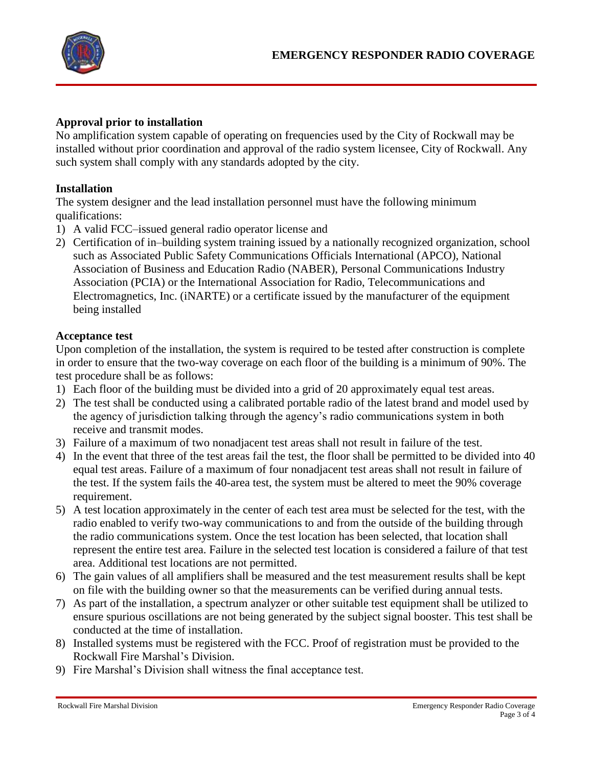## Approval prior to installation

No amplification system capable of operating on frequencies used by the City of Rockwall may be installed without prior coordination and approval of the radio system licensee, City of Rockwall. Any such system shall comply with any standards adopted by the city.

## Installation

The system designer and the lead installation personnel must have the following minimum qualifications:

1) A valid FCC–issued general radio operator license and
2) Certification of in–building system training issued by a nationally recognized organization, school such as Associated Public Safety Communications Officials International (APCO), National Association of Business and Education Radio (NABER), Personal Communications Industry Association (PCIA) or the International Association for Radio, Telecommunications and Electromagnetics, Inc. (iNARTE) or a certificate issued by the manufacturer of the equipment being installed

## Acceptance test

Upon completion of the installation, the system is required to be tested after construction is complete in order to ensure that the two-way coverage on each floor of the building is a minimum of 90%. The test procedure shall be as follows:

1) Each floor of the building must be divided into a grid of 20 approximately equal test areas.
2) The test shall be conducted using a calibrated portable radio of the latest brand and model used by the agency of jurisdiction talking through the agency's radio communications system in both receive and transmit modes.
3) Failure of a maximum of two nonadjacent test areas shall not result in failure of the test.
4) In the event that three of the test areas fail the test, the floor shall be permitted to be divided into 40 equal test areas. Failure of a maximum of four nonadjacent test areas shall not result in failure of the test. If the system fails the 40-area test, the system must be altered to meet the 90% coverage requirement.
5) A test location approximately in the center of each test area must be selected for the test, with the radio enabled to verify two-way communications to and from the outside of the building through the radio communications system. Once the test location has been selected, that location shall represent the entire test area. Failure in the selected test location is considered a failure of that test area. Additional test locations are not permitted.
6) The gain values of all amplifiers shall be measured and the test measurement results shall be kept on file with the building owner so that the measurements can be verified during annual tests.
7) As part of the installation, a spectrum analyzer or other suitable test equipment shall be utilized to ensure spurious oscillations are not being generated by the subject signal booster. This test shall be conducted at the time of installation.
8) Installed systems must be registered with the FCC. Proof of registration must be provided to the Rockwall Fire Marshal's Division.
9) Fire Marshal's Division shall witness the final acceptance test.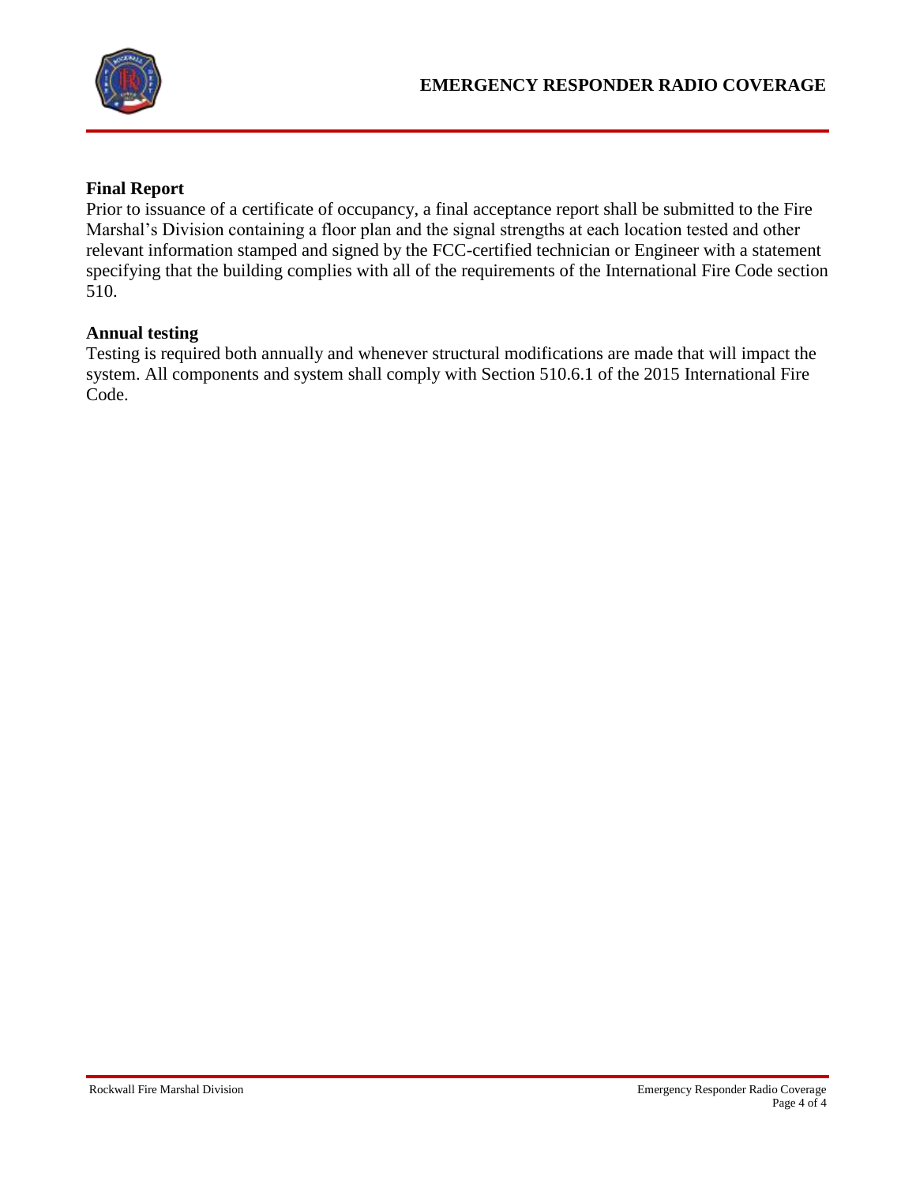**Final Report**

Prior to issuance of a certificate of occupancy, a final acceptance report shall be submitted to the Fire Marshal's Division containing a floor plan and the signal strengths at each location tested and other relevant information stamped and signed by the FCC-certified technician or Engineer with a statement specifying that the building complies with all of the requirements of the International Fire Code section 510.

**Annual testing**

Testing is required both annually and whenever structural modifications are made that will impact the system. All components and system shall comply with Section 510.6.1 of the 2015 International Fire Code.